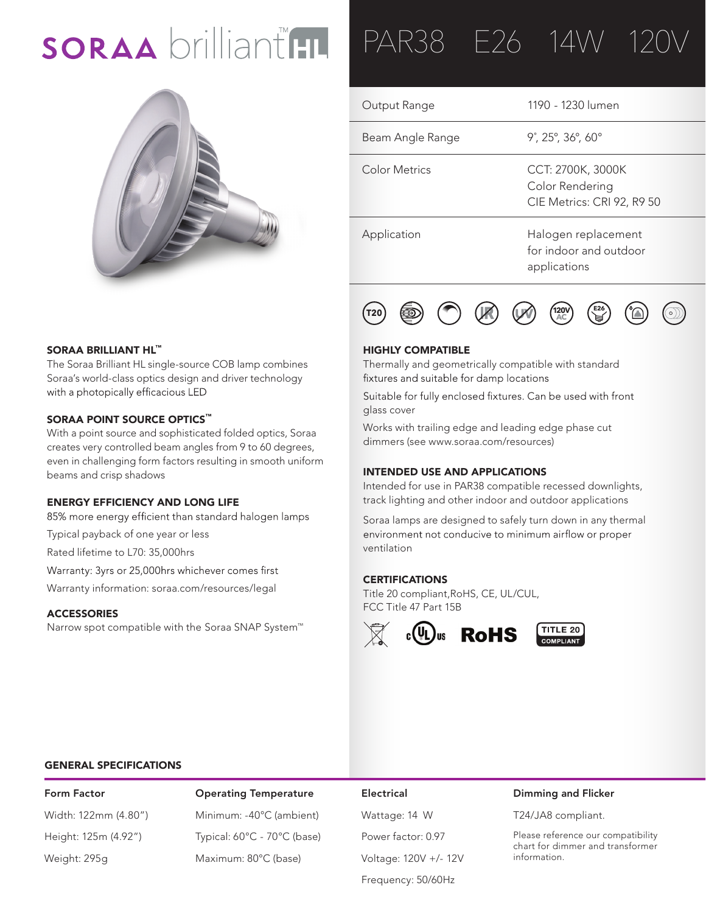# SORAA brilliant™ HL

# PAR38 E26 14W 120V

| | |
|---|---|
| Output Range | 1190 - 1230 lumen |
| Beam Angle Range | 9˚, 25˚, 36˚, 60˚ |
| Color Metrics | CCT: 2700K, 3000K<br>Color Rendering<br>CIE Metrics: CRI 92, R9 50 |
| Application | Halogen replacement for indoor and outdoor applications |

T20 · 120V AC · E26

### SORAA BRILLIANT HL™

The Soraa Brilliant HL single-source COB lamp combines Soraa's world-class optics design and driver technology with a photopically efficacious LED

### SORAA POINT SOURCE OPTICS™

With a point source and sophisticated folded optics, Soraa creates very controlled beam angles from 9 to 60 degrees, even in challenging form factors resulting in smooth uniform beams and crisp shadows

### ENERGY EFFICIENCY AND LONG LIFE

85% more energy efficient than standard halogen lamps

Typical payback of one year or less

Rated lifetime to L70: 35,000hrs

Warranty: 3yrs or 25,000hrs whichever comes first

Warranty information: soraa.com/resources/legal

### ACCESSORIES

Narrow spot compatible with the Soraa SNAP System™

### HIGHLY COMPATIBLE

Thermally and geometrically compatible with standard fixtures and suitable for damp locations

Suitable for fully enclosed fixtures. Can be used with front glass cover

Works with trailing edge and leading edge phase cut dimmers (see www.soraa.com/resources)

### INTENDED USE AND APPLICATIONS

Intended for use in PAR38 compatible recessed downlights, track lighting and other indoor and outdoor applications

Soraa lamps are designed to safely turn down in any thermal environment not conducive to minimum airflow or proper ventilation

### CERTIFICATIONS

Title 20 compliant,RoHS, CE, UL/CUL, FCC Title 47 Part 15B

c UL us · RoHS · TITLE 20 COMPLIANT

## GENERAL SPECIFICATIONS

| Form Factor | Operating Temperature | Electrical | Dimming and Flicker |
|---|---|---|---|
| Width: 122mm (4.80") | Minimum: -40°C (ambient) | Wattage: 14 W | T24/JA8 compliant. |
| Height: 125m (4.92") | Typical: 60°C - 70°C (base) | Power factor: 0.97 | Please reference our compatibility chart for dimmer and transformer information. |
| Weight: 295g | Maximum: 80°C (base) | Voltage: 120V +/- 12V | |
| | | Frequency: 50/60Hz | |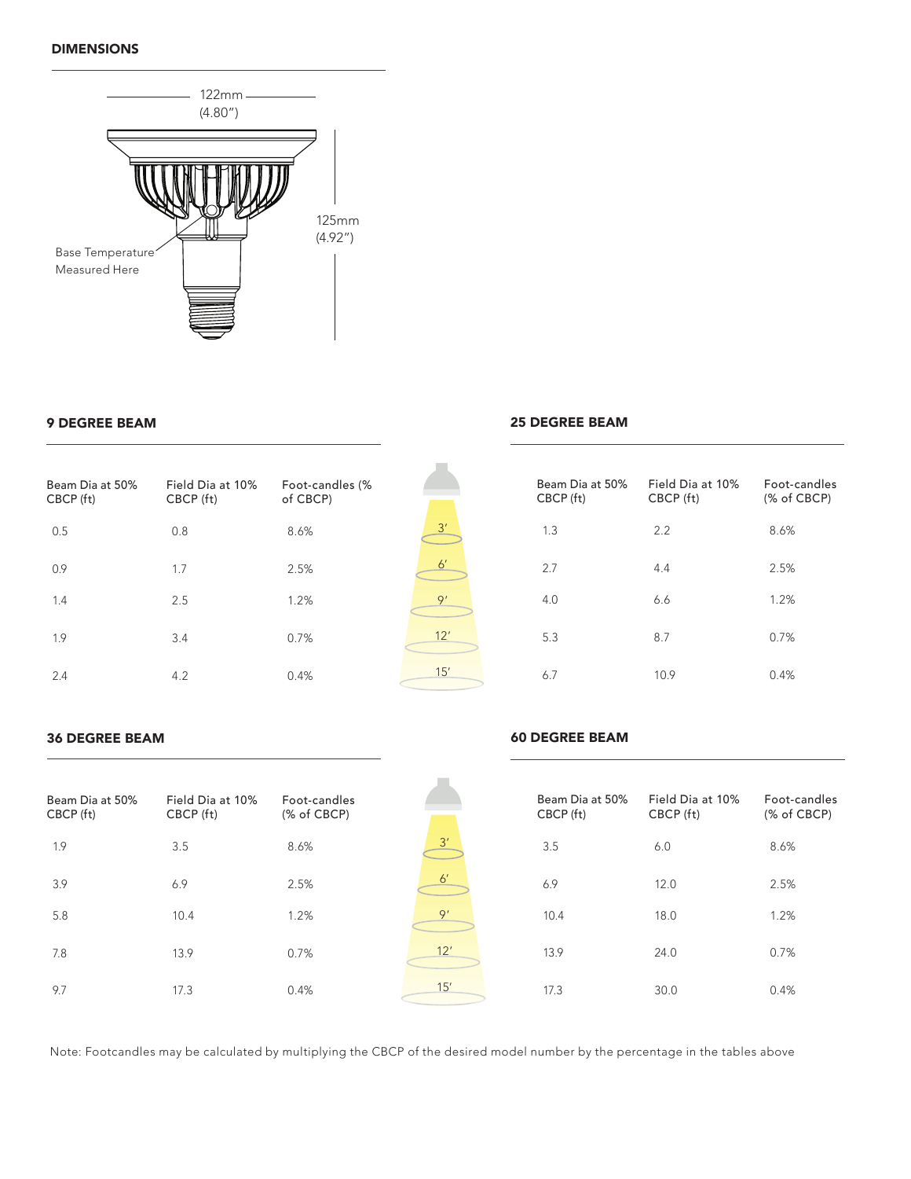## DIMENSIONS

122mm (4.80″)

125mm (4.92″)

Base Temperature Measured Here

## 9 DEGREE BEAM

| Distance | Beam Dia at 50% CBCP (ft) | Field Dia at 10% CBCP (ft) | Foot-candles (% of CBCP) |
|---|---|---|---|
| 3′ | 0.5 | 0.8 | 8.6% |
| 6′ | 0.9 | 1.7 | 2.5% |
| 9′ | 1.4 | 2.5 | 1.2% |
| 12′ | 1.9 | 3.4 | 0.7% |
| 15′ | 2.4 | 4.2 | 0.4% |

## 25 DEGREE BEAM

| Distance | Beam Dia at 50% CBCP (ft) | Field Dia at 10% CBCP (ft) | Foot-candles (% of CBCP) |
|---|---|---|---|
| 3′ | 1.3 | 2.2 | 8.6% |
| 6′ | 2.7 | 4.4 | 2.5% |
| 9′ | 4.0 | 6.6 | 1.2% |
| 12′ | 5.3 | 8.7 | 0.7% |
| 15′ | 6.7 | 10.9 | 0.4% |

## 36 DEGREE BEAM

| Distance | Beam Dia at 50% CBCP (ft) | Field Dia at 10% CBCP (ft) | Foot-candles (% of CBCP) |
|---|---|---|---|
| 3′ | 1.9 | 3.5 | 8.6% |
| 6′ | 3.9 | 6.9 | 2.5% |
| 9′ | 5.8 | 10.4 | 1.2% |
| 12′ | 7.8 | 13.9 | 0.7% |
| 15′ | 9.7 | 17.3 | 0.4% |

## 60 DEGREE BEAM

| Distance | Beam Dia at 50% CBCP (ft) | Field Dia at 10% CBCP (ft) | Foot-candles (% of CBCP) |
|---|---|---|---|
| 3′ | 3.5 | 6.0 | 8.6% |
| 6′ | 6.9 | 12.0 | 2.5% |
| 9′ | 10.4 | 18.0 | 1.2% |
| 12′ | 13.9 | 24.0 | 0.7% |
| 15′ | 17.3 | 30.0 | 0.4% |

Note: Footcandles may be calculated by multiplying the CBCP of the desired model number by the percentage in the tables above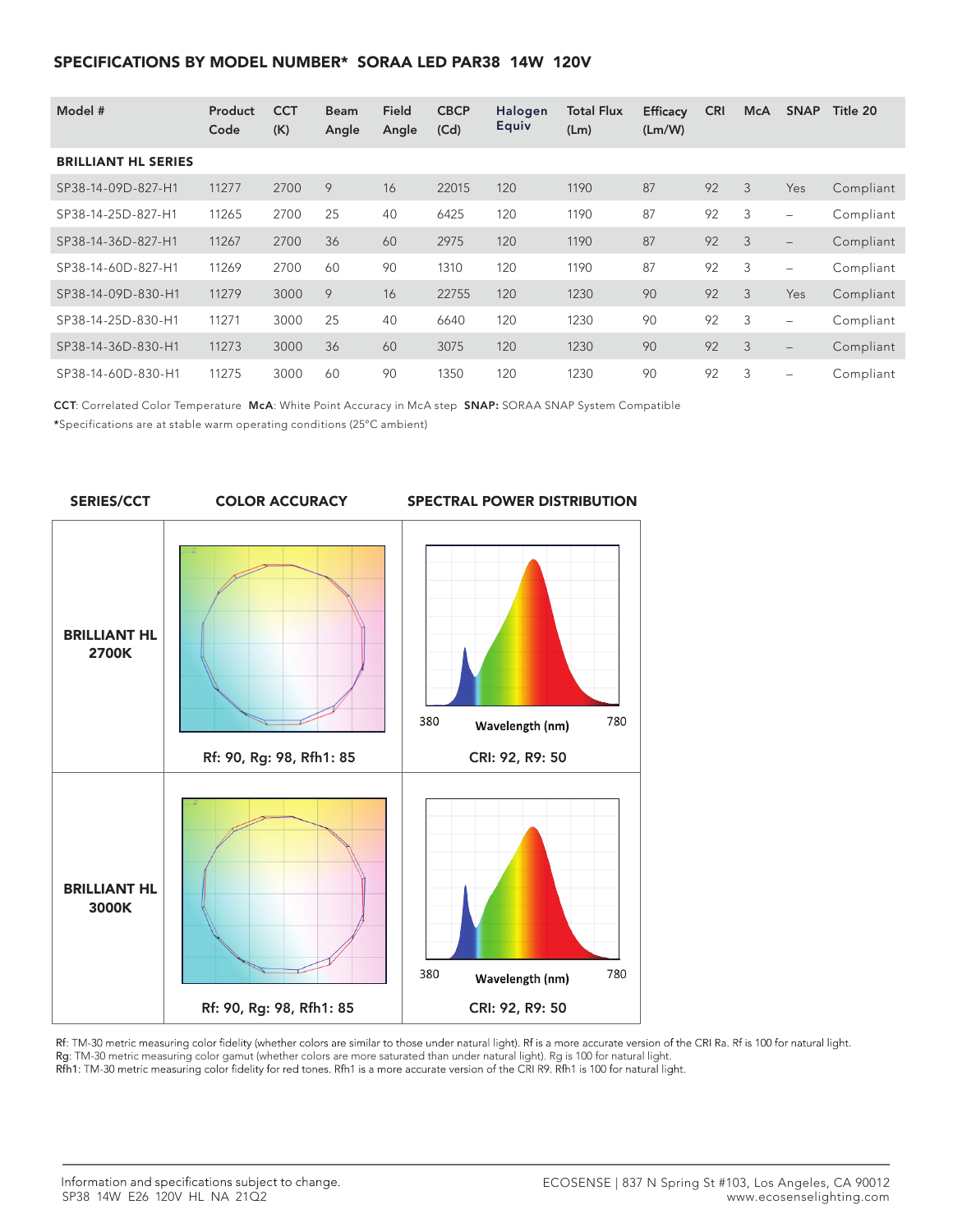## SPECIFICATIONS BY MODEL NUMBER* SORAA LED PAR38 14W 120V

| Model # | Product Code | CCT (K) | Beam Angle | Field Angle | CBCP (Cd) | Halogen Equiv | Total Flux (Lm) | Efficacy (Lm/W) | CRI | McA | SNAP | Title 20 |
|---|---|---|---|---|---|---|---|---|---|---|---|---|
| **BRILLIANT HL SERIES** | | | | | | | | | | | | |
| SP38-14-09D-827-H1 | 11277 | 2700 | 9 | 16 | 22015 | 120 | 1190 | 87 | 92 | 3 | Yes | Compliant |
| SP38-14-25D-827-H1 | 11265 | 2700 | 25 | 40 | 6425 | 120 | 1190 | 87 | 92 | 3 | – | Compliant |
| SP38-14-36D-827-H1 | 11267 | 2700 | 36 | 60 | 2975 | 120 | 1190 | 87 | 92 | 3 | – | Compliant |
| SP38-14-60D-827-H1 | 11269 | 2700 | 60 | 90 | 1310 | 120 | 1190 | 87 | 92 | 3 | – | Compliant |
| SP38-14-09D-830-H1 | 11279 | 3000 | 9 | 16 | 22755 | 120 | 1230 | 90 | 92 | 3 | Yes | Compliant |
| SP38-14-25D-830-H1 | 11271 | 3000 | 25 | 40 | 6640 | 120 | 1230 | 90 | 92 | 3 | – | Compliant |
| SP38-14-36D-830-H1 | 11273 | 3000 | 36 | 60 | 3075 | 120 | 1230 | 90 | 92 | 3 | – | Compliant |
| SP38-14-60D-830-H1 | 11275 | 3000 | 60 | 90 | 1350 | 120 | 1230 | 90 | 92 | 3 | – | Compliant |

**CCT**: Correlated Color Temperature **McA**: White Point Accuracy in McA step **SNAP:** SORAA SNAP System Compatible

*Specifications are at stable warm operating conditions (25°C ambient)

| SERIES/CCT | COLOR ACCURACY | SPECTRAL POWER DISTRIBUTION |
|---|---|---|
| **BRILLIANT HL 2700K** | Rf: 90, Rg: 98, Rfh1: 85 | 380 Wavelength (nm) 780<br>CRI: 92, R9: 50 |
| **BRILLIANT HL 3000K** | Rf: 90, Rg: 98, Rfh1: 85 | 380 Wavelength (nm) 780<br>CRI: 92, R9: 50 |

Rf: TM-30 metric measuring color fidelity (whether colors are similar to those under natural light). Rf is a more accurate version of the CRI Ra. Rf is 100 for natural light.
Rg: TM-30 metric measuring color gamut (whether colors are more saturated than under natural light). Rg is 100 for natural light.
Rfh1: TM-30 metric measuring color fidelity for red tones. Rfh1 is a more accurate version of the CRI R9. Rfh1 is 100 for natural light.

Information and specifications subject to change.
SP38 14W E26 120V HL NA 21Q2

ECOSENSE | 837 N Spring St #103, Los Angeles, CA 90012
www.ecosenselighting.com